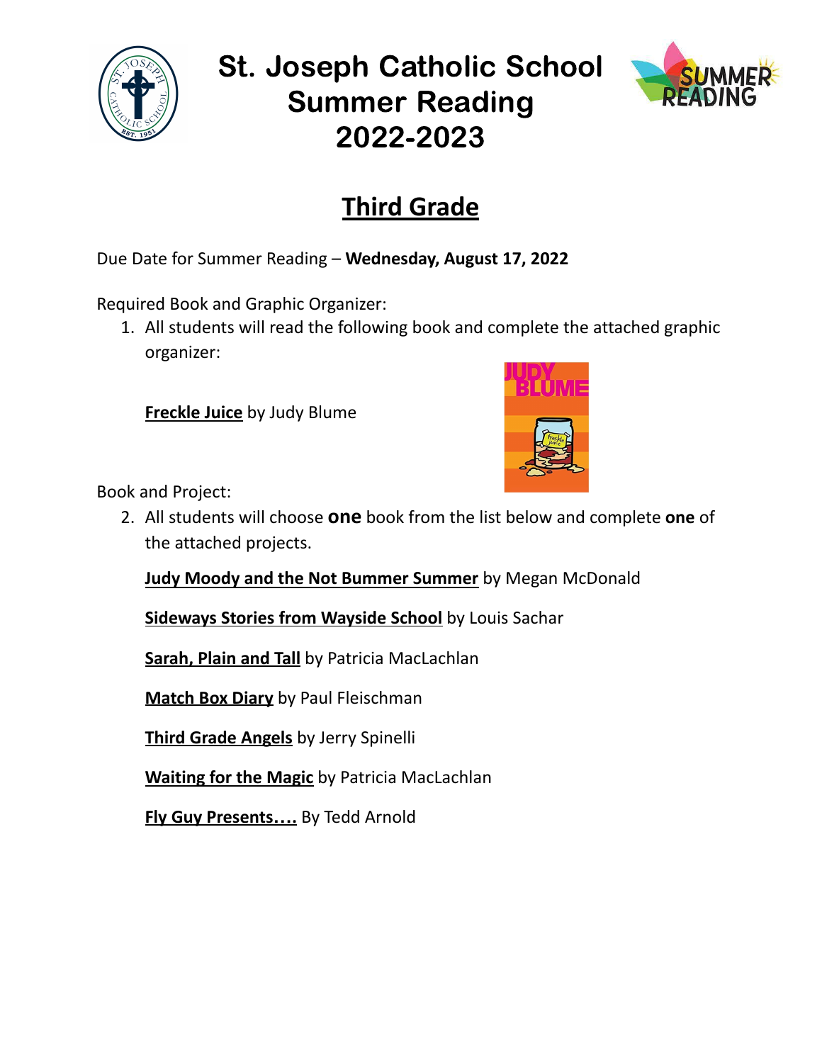# St. Joseph Catholic School Summer Reading 2022-2023

## Third Grade

Due Date for Summer Reading – **Wednesday, August 17, 2022**

Required Book and Graphic Organizer:

1. All students will read the following book and complete the attached graphic organizer:

   **Freckle Juice** by Judy Blume

Book and Project:

2. All students will choose **one** book from the list below and complete **one** of the attached projects.

   **Judy Moody and the Not Bummer Summer** by Megan McDonald

   **Sideways Stories from Wayside School** by Louis Sachar

   **Sarah, Plain and Tall** by Patricia MacLachlan

   **Match Box Diary** by Paul Fleischman

   **Third Grade Angels** by Jerry Spinelli

   **Waiting for the Magic** by Patricia MacLachlan

   **Fly Guy Presents….** By Tedd Arnold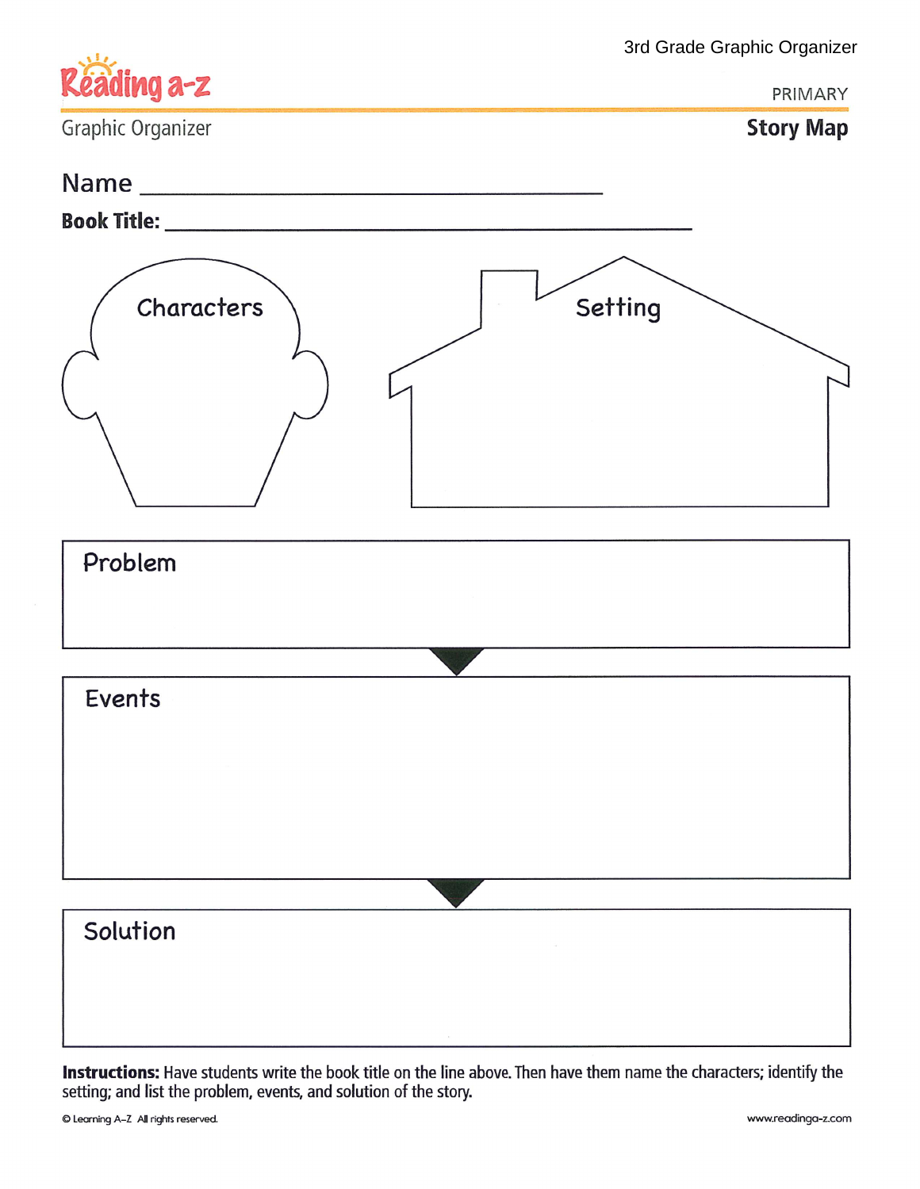3rd Grade Graphic Organizer

Reading a-z

Graphic Organizer

PRIMARY

# Story Map

Name ___________________________________________

**Book Title:** ___________________________________________

Characters

Setting

Problem

Events

Solution

**Instructions:** Have students write the book title on the line above. Then have them name the characters; identify the setting; and list the problem, events, and solution of the story.

© Learning A–Z All rights reserved.

www.readinga-z.com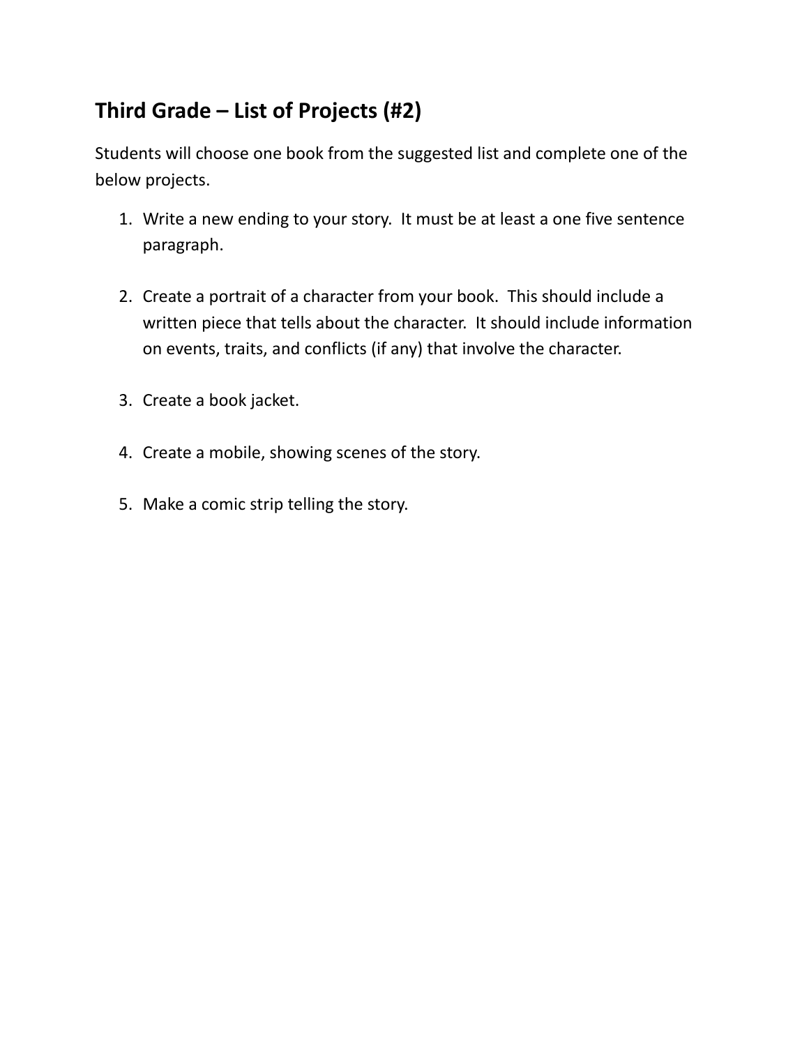## Third Grade – List of Projects (#2)

Students will choose one book from the suggested list and complete one of the below projects.

1. Write a new ending to your story. It must be at least a one five sentence paragraph.

2. Create a portrait of a character from your book. This should include a written piece that tells about the character. It should include information on events, traits, and conflicts (if any) that involve the character.

3. Create a book jacket.

4. Create a mobile, showing scenes of the story.

5. Make a comic strip telling the story.